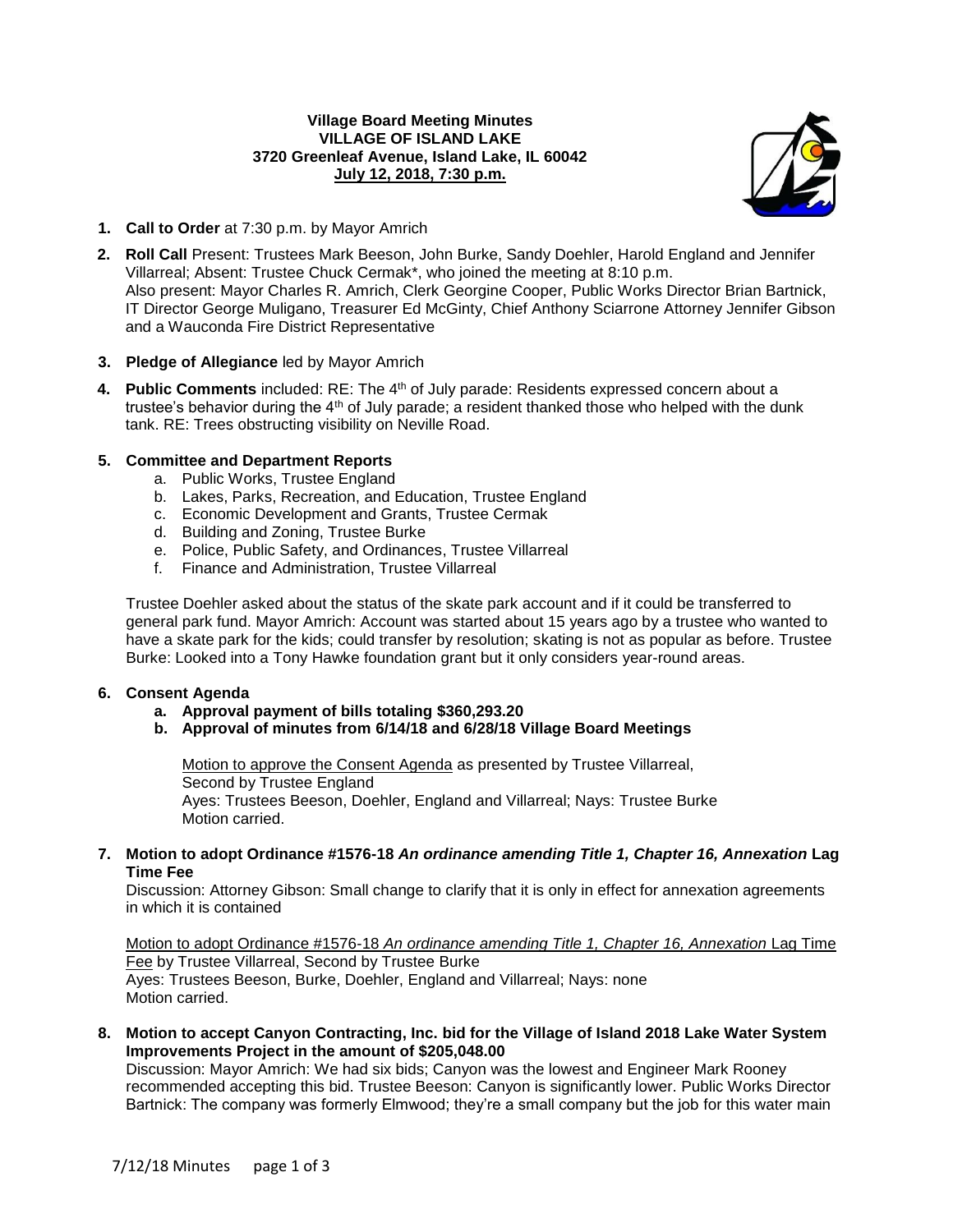**Village Board Meeting Minutes**
**VILLAGE OF ISLAND LAKE**
**3720 Greenleaf Avenue, Island Lake, IL 60042**
**July 12, 2018, 7:30 p.m.**

1. **Call to Order** at 7:30 p.m. by Mayor Amrich

2. **Roll Call** Present: Trustees Mark Beeson, John Burke, Sandy Doehler, Harold England and Jennifer Villarreal; Absent: Trustee Chuck Cermak*, who joined the meeting at 8:10 p.m.
   Also present: Mayor Charles R. Amrich, Clerk Georgine Cooper, Public Works Director Brian Bartnick, IT Director George Muligano, Treasurer Ed McGinty, Chief Anthony Sciarrone Attorney Jennifer Gibson and a Wauconda Fire District Representative

3. **Pledge of Allegiance** led by Mayor Amrich

4. **Public Comments** included: RE: The 4th of July parade: Residents expressed concern about a trustee's behavior during the 4th of July parade; a resident thanked those who helped with the dunk tank. RE: Trees obstructing visibility on Neville Road.

5. **Committee and Department Reports**
   a. Public Works, Trustee England
   b. Lakes, Parks, Recreation, and Education, Trustee England
   c. Economic Development and Grants, Trustee Cermak
   d. Building and Zoning, Trustee Burke
   e. Police, Public Safety, and Ordinances, Trustee Villarreal
   f. Finance and Administration, Trustee Villarreal

   Trustee Doehler asked about the status of the skate park account and if it could be transferred to general park fund. Mayor Amrich: Account was started about 15 years ago by a trustee who wanted to have a skate park for the kids; could transfer by resolution; skating is not as popular as before. Trustee Burke: Looked into a Tony Hawke foundation grant but it only considers year-round areas.

6. **Consent Agenda**
   a. **Approval payment of bills totaling $360,293.20**
   b. **Approval of minutes from 6/14/18 and 6/28/18 Village Board Meetings**

   Motion to approve the Consent Agenda as presented by Trustee Villarreal,
   Second by Trustee England
   Ayes: Trustees Beeson, Doehler, England and Villarreal; Nays: Trustee Burke
   Motion carried.

7. **Motion to adopt Ordinance #1576-18** ***An ordinance amending Title 1, Chapter 16, Annexation*** **Lag Time Fee**
   Discussion: Attorney Gibson: Small change to clarify that it is only in effect for annexation agreements in which it is contained

   Motion to adopt Ordinance #1576-18 *An ordinance amending Title 1, Chapter 16, Annexation* Lag Time Fee by Trustee Villarreal, Second by Trustee Burke
   Ayes: Trustees Beeson, Burke, Doehler, England and Villarreal; Nays: none
   Motion carried.

8. **Motion to accept Canyon Contracting, Inc. bid for the Village of Island 2018 Lake Water System Improvements Project in the amount of $205,048.00**
   Discussion: Mayor Amrich: We had six bids; Canyon was the lowest and Engineer Mark Rooney recommended accepting this bid. Trustee Beeson: Canyon is significantly lower. Public Works Director Bartnick: The company was formerly Elmwood; they're a small company but the job for this water main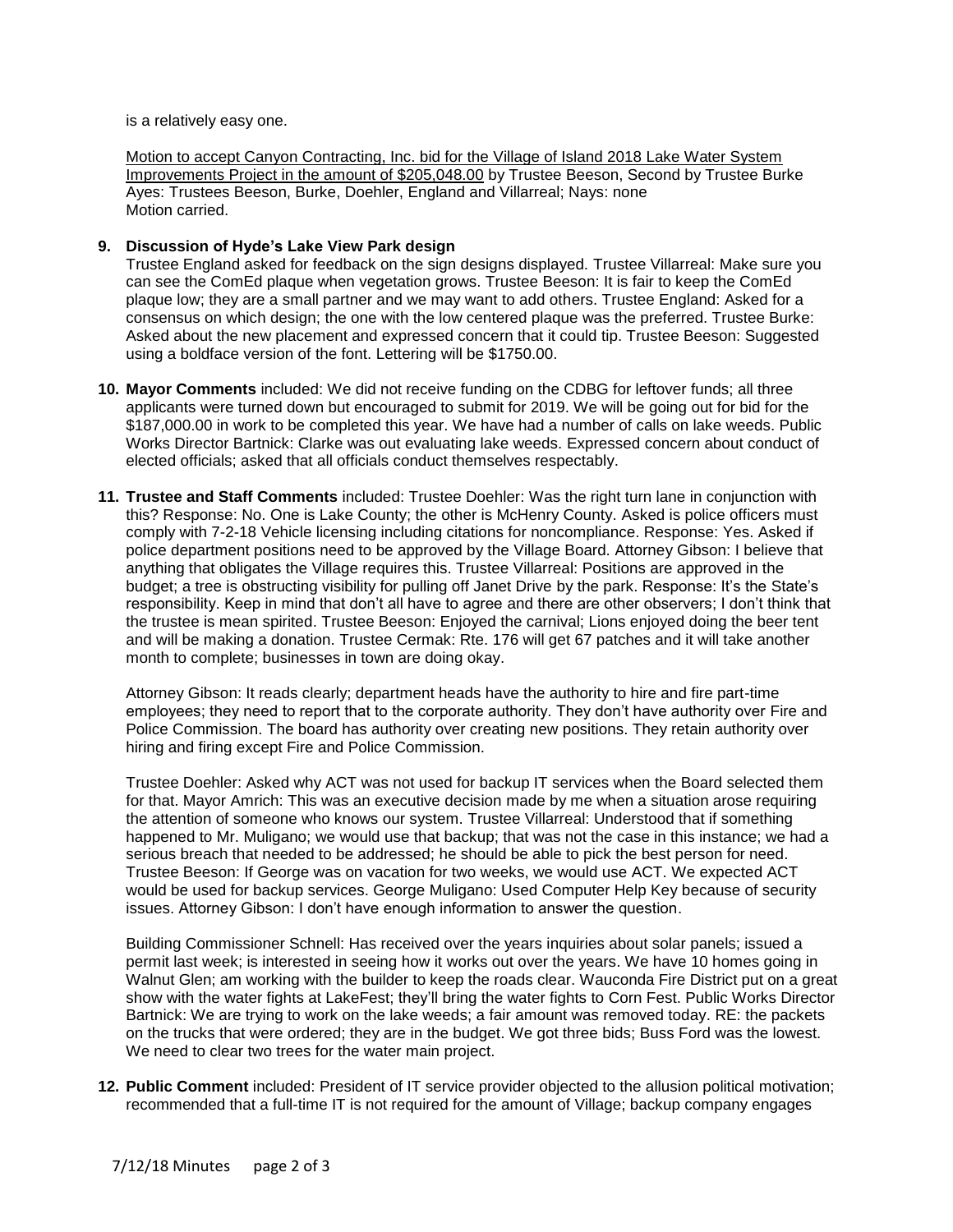is a relatively easy one.

Motion to accept Canyon Contracting, Inc. bid for the Village of Island 2018 Lake Water System Improvements Project in the amount of $205,048.00 by Trustee Beeson, Second by Trustee Burke
Ayes: Trustees Beeson, Burke, Doehler, England and Villarreal; Nays: none
Motion carried.

**9. Discussion of Hyde's Lake View Park design**
Trustee England asked for feedback on the sign designs displayed. Trustee Villarreal: Make sure you can see the ComEd plaque when vegetation grows. Trustee Beeson: It is fair to keep the ComEd plaque low; they are a small partner and we may want to add others. Trustee England: Asked for a consensus on which design; the one with the low centered plaque was the preferred. Trustee Burke: Asked about the new placement and expressed concern that it could tip. Trustee Beeson: Suggested using a boldface version of the font. Lettering will be $1750.00.

**10. Mayor Comments** included: We did not receive funding on the CDBG for leftover funds; all three applicants were turned down but encouraged to submit for 2019. We will be going out for bid for the $187,000.00 in work to be completed this year. We have had a number of calls on lake weeds. Public Works Director Bartnick: Clarke was out evaluating lake weeds. Expressed concern about conduct of elected officials; asked that all officials conduct themselves respectably.

**11. Trustee and Staff Comments** included: Trustee Doehler: Was the right turn lane in conjunction with this? Response: No. One is Lake County; the other is McHenry County. Asked is police officers must comply with 7-2-18 Vehicle licensing including citations for noncompliance. Response: Yes. Asked if police department positions need to be approved by the Village Board. Attorney Gibson: I believe that anything that obligates the Village requires this. Trustee Villarreal: Positions are approved in the budget; a tree is obstructing visibility for pulling off Janet Drive by the park. Response: It's the State's responsibility. Keep in mind that don't all have to agree and there are other observers; I don't think that the trustee is mean spirited. Trustee Beeson: Enjoyed the carnival; Lions enjoyed doing the beer tent and will be making a donation. Trustee Cermak: Rte. 176 will get 67 patches and it will take another month to complete; businesses in town are doing okay.

Attorney Gibson: It reads clearly; department heads have the authority to hire and fire part-time employees; they need to report that to the corporate authority. They don't have authority over Fire and Police Commission. The board has authority over creating new positions. They retain authority over hiring and firing except Fire and Police Commission.

Trustee Doehler: Asked why ACT was not used for backup IT services when the Board selected them for that. Mayor Amrich: This was an executive decision made by me when a situation arose requiring the attention of someone who knows our system. Trustee Villarreal: Understood that if something happened to Mr. Muligano; we would use that backup; that was not the case in this instance; we had a serious breach that needed to be addressed; he should be able to pick the best person for need. Trustee Beeson: If George was on vacation for two weeks, we would use ACT. We expected ACT would be used for backup services. George Muligano: Used Computer Help Key because of security issues. Attorney Gibson: I don't have enough information to answer the question.

Building Commissioner Schnell: Has received over the years inquiries about solar panels; issued a permit last week; is interested in seeing how it works out over the years. We have 10 homes going in Walnut Glen; am working with the builder to keep the roads clear. Wauconda Fire District put on a great show with the water fights at LakeFest; they'll bring the water fights to Corn Fest. Public Works Director Bartnick: We are trying to work on the lake weeds; a fair amount was removed today. RE: the packets on the trucks that were ordered; they are in the budget. We got three bids; Buss Ford was the lowest. We need to clear two trees for the water main project.

**12. Public Comment** included: President of IT service provider objected to the allusion political motivation; recommended that a full-time IT is not required for the amount of Village; backup company engages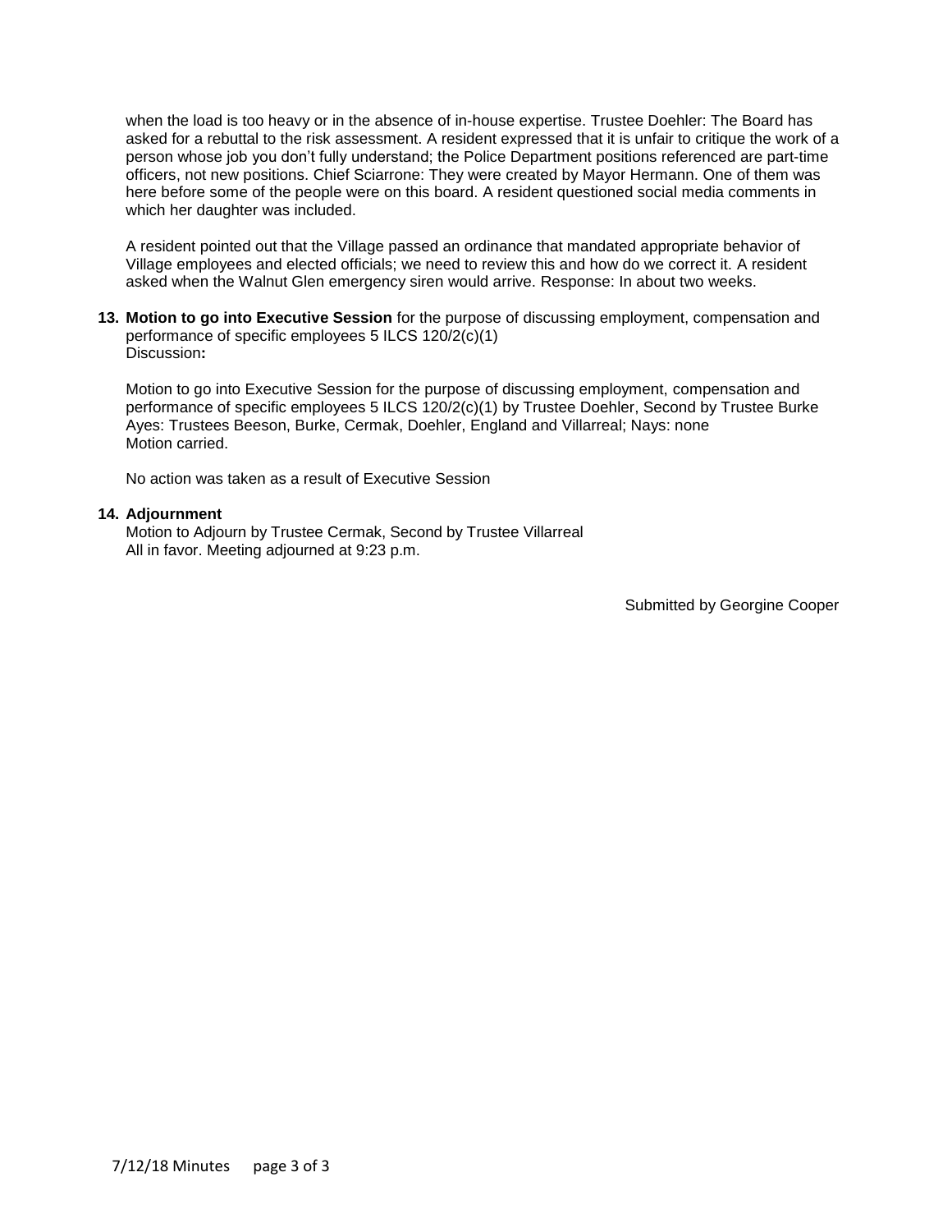when the load is too heavy or in the absence of in-house expertise. Trustee Doehler: The Board has asked for a rebuttal to the risk assessment. A resident expressed that it is unfair to critique the work of a person whose job you don't fully understand; the Police Department positions referenced are part-time officers, not new positions. Chief Sciarrone: They were created by Mayor Hermann. One of them was here before some of the people were on this board. A resident questioned social media comments in which her daughter was included.

A resident pointed out that the Village passed an ordinance that mandated appropriate behavior of Village employees and elected officials; we need to review this and how do we correct it. A resident asked when the Walnut Glen emergency siren would arrive. Response: In about two weeks.

**13. Motion to go into Executive Session** for the purpose of discussing employment, compensation and performance of specific employees 5 ILCS 120/2(c)(1)
Discussion**:**

Motion to go into Executive Session for the purpose of discussing employment, compensation and performance of specific employees 5 ILCS 120/2(c)(1) by Trustee Doehler, Second by Trustee Burke
Ayes: Trustees Beeson, Burke, Cermak, Doehler, England and Villarreal; Nays: none
Motion carried.

No action was taken as a result of Executive Session

**14. Adjournment**
Motion to Adjourn by Trustee Cermak, Second by Trustee Villarreal
All in favor. Meeting adjourned at 9:23 p.m.

Submitted by Georgine Cooper